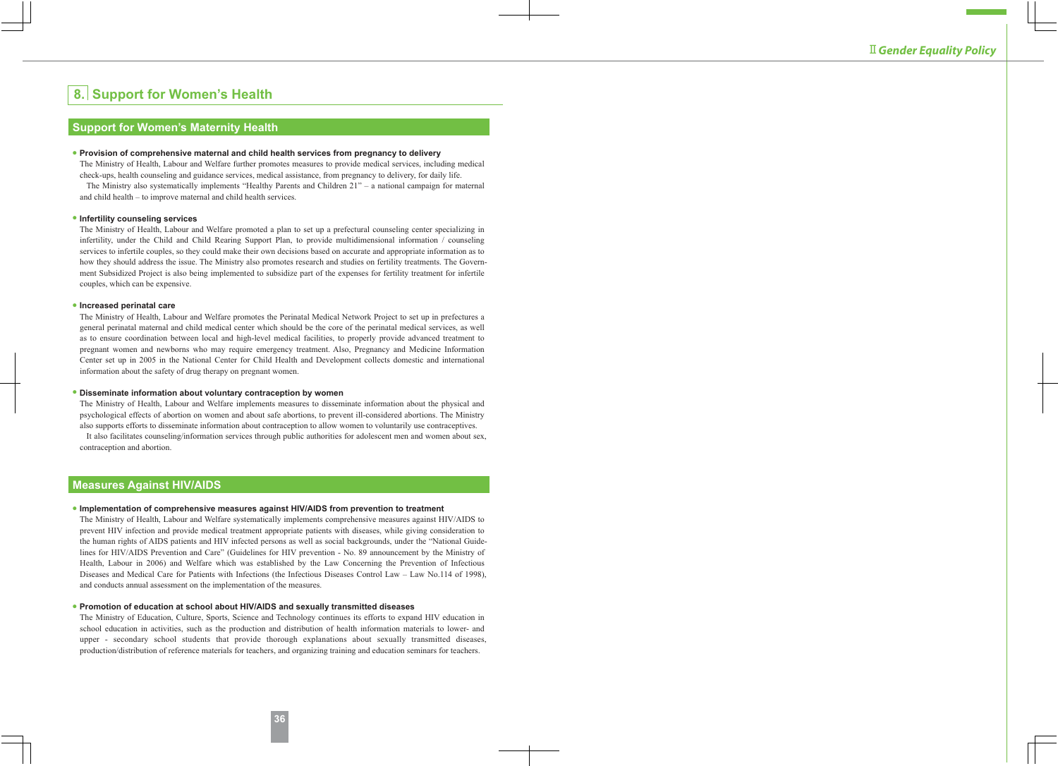## 8. Support for Women's Health

### Support for Women's Maternity Health

- **Provision of comprehensive maternal and child health services from pregnancy to delivery**

The Ministry of Health, Labour and Welfare further promotes measures to provide medical services, including medical check-ups, health counseling and guidance services, medical assistance, from pregnancy to delivery, for daily life.

The Ministry also systematically implements "Healthy Parents and Children 21" – a national campaign for maternal and child health – to improve maternal and child health services.

- **Infertility counseling services**

The Ministry of Health, Labour and Welfare promoted a plan to set up a prefectural counseling center specializing in infertility, under the Child and Child Rearing Support Plan, to provide multidimensional information / counseling services to infertile couples, so they could make their own decisions based on accurate and appropriate information as to how they should address the issue. The Ministry also promotes research and studies on fertility treatments. The Government Subsidized Project is also being implemented to subsidize part of the expenses for fertility treatment for infertile couples, which can be expensive.

- **Increased perinatal care**

The Ministry of Health, Labour and Welfare promotes the Perinatal Medical Network Project to set up in prefectures a general perinatal maternal and child medical center which should be the core of the perinatal medical services, as well as to ensure coordination between local and high-level medical facilities, to properly provide advanced treatment to pregnant women and newborns who may require emergency treatment. Also, Pregnancy and Medicine Information Center set up in 2005 in the National Center for Child Health and Development collects domestic and international information about the safety of drug therapy on pregnant women.

- **Disseminate information about voluntary contraception by women**

The Ministry of Health, Labour and Welfare implements measures to disseminate information about the physical and psychological effects of abortion on women and about safe abortions, to prevent ill-considered abortions. The Ministry also supports efforts to disseminate information about contraception to allow women to voluntarily use contraceptives.

It also facilitates counseling/information services through public authorities for adolescent men and women about sex, contraception and abortion.

### Measures Against HIV/AIDS

- **Implementation of comprehensive measures against HIV/AIDS from prevention to treatment**

The Ministry of Health, Labour and Welfare systematically implements comprehensive measures against HIV/AIDS to prevent HIV infection and provide medical treatment appropriate patients with diseases, while giving consideration to the human rights of AIDS patients and HIV infected persons as well as social backgrounds, under the "National Guidelines for HIV/AIDS Prevention and Care" (Guidelines for HIV prevention - No. 89 announcement by the Ministry of Health, Labour in 2006) and Welfare which was established by the Law Concerning the Prevention of Infectious Diseases and Medical Care for Patients with Infections (the Infectious Diseases Control Law – Law No.114 of 1998), and conducts annual assessment on the implementation of the measures.

- **Promotion of education at school about HIV/AIDS and sexually transmitted diseases**

The Ministry of Education, Culture, Sports, Science and Technology continues its efforts to expand HIV education in school education in activities, such as the production and distribution of health information materials to lower- and upper - secondary school students that provide thorough explanations about sexually transmitted diseases, production/distribution of reference materials for teachers, and organizing training and education seminars for teachers.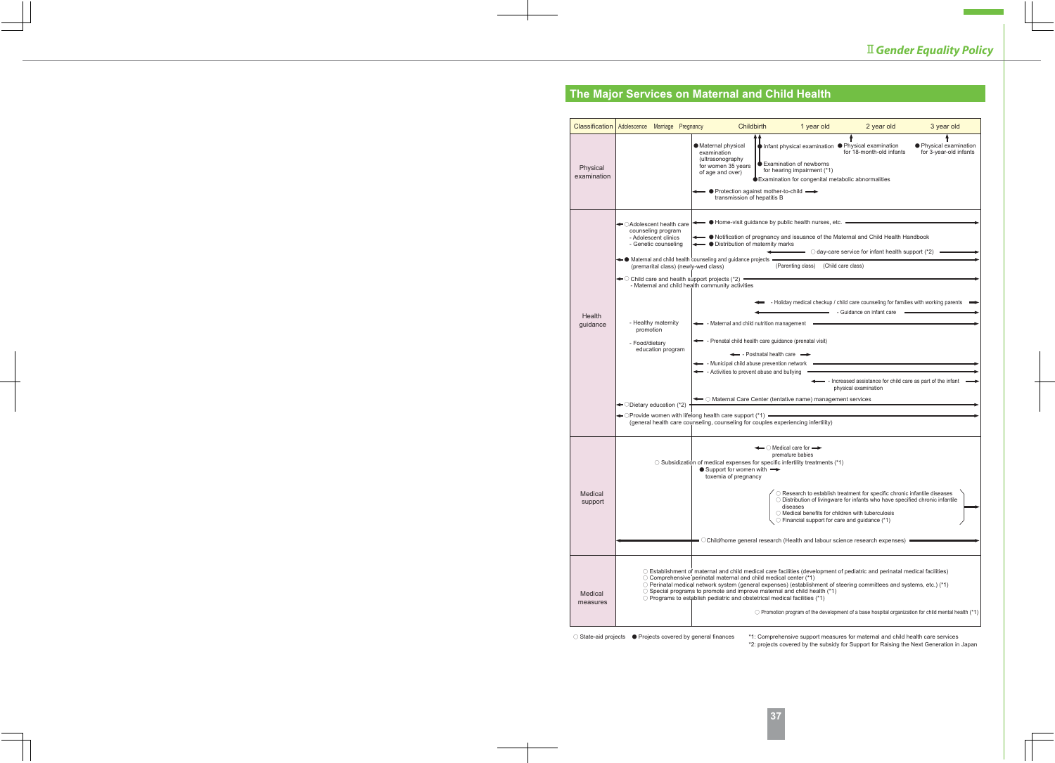## The Major Services on Maternal and Child Health

Classification | Adolescence | Marriage | Pregnancy | Childbirth | 1 year old | 2 year old | 3 year old

**Physical examination**

- ● Maternal physical examination (ultrasonography for women 35 years of age and over)
- ● Infant physical examination
- ● Physical examination for 18-month-old infants
- ● Physical examination for 3-year-old infants
- ● Examination of newborns for hearing impairment (*1)
- ● Examination for congenital metabolic abnormalities
- ● Protection against mother-to-child transmission of hepatitis B

**Health guidance**

- ○ Adolescent health care counseling program
  - Adolescent clinics
  - Genetic counseling
- ● Home-visit guidance by public health nurses, etc.
- ● Notification of pregnancy and issuance of the Maternal and Child Health Handbook
- ● Distribution of maternity marks
- ○ day-care service for infant health support (*2)
- ● Maternal and child health counseling and guidance projects (premarital class) (newly-wed class) (Parenting class) (Child care class)
- ○ Child care and health support projects (*2)
  - Maternal and child health community activities
  - Holiday medical checkup / child care counseling for families with working parents
  - Guidance on infant care
  - Healthy maternity promotion
  - Maternal and child nutrition management
  - Food/dietary education program
  - Prenatal child health care guidance (prenatal visit)
  - Postnatal health care
  - Municipal child abuse prevention network
  - Activities to prevent abuse and bullying
  - Increased assistance for child care as part of the infant physical examination
- ○ Maternal Care Center (tentative name) management services
- ○ Dietary education (*2)
- ○ Provide women with lifelong health care support (*1) (general health care counseling, counseling for couples experiencing infertility)

**Medical support**

- ○ Medical care for premature babies
- ○ Subsidization of medical expenses for specific infertility treatments (*1)
- ● Support for women with toxemia of pregnancy
- ○ Research to establish treatment for specific chronic infantile diseases
- ○ Distribution of livingware for infants who have specified chronic infantile diseases
- ○ Medical benefits for children with tuberculosis
- ○ Financial support for care and guidance (*1)
- ○ Child/home general research (Health and labour science research expenses)

**Medical measures**

- ○ Establishment of maternal and child medical care facilities (development of pediatric and perinatal medical facilities)
- ○ Comprehensive perinatal maternal and child medical center (*1)
- ○ Perinatal medical network system (general expenses) (establishment of steering committees and systems, etc.) (*1)
- ○ Special programs to promote and improve maternal and child health (*1)
- ○ Programs to establish pediatric and obstetrical medical facilities (*1)
- ○ Promotion program of the development of a base hospital organization for child mental health (*1)

○ State-aid projects ● Projects covered by general finances

*1: Comprehensive support measures for maternal and child health care services

*2: projects covered by the subsidy for Support for Raising the Next Generation in Japan